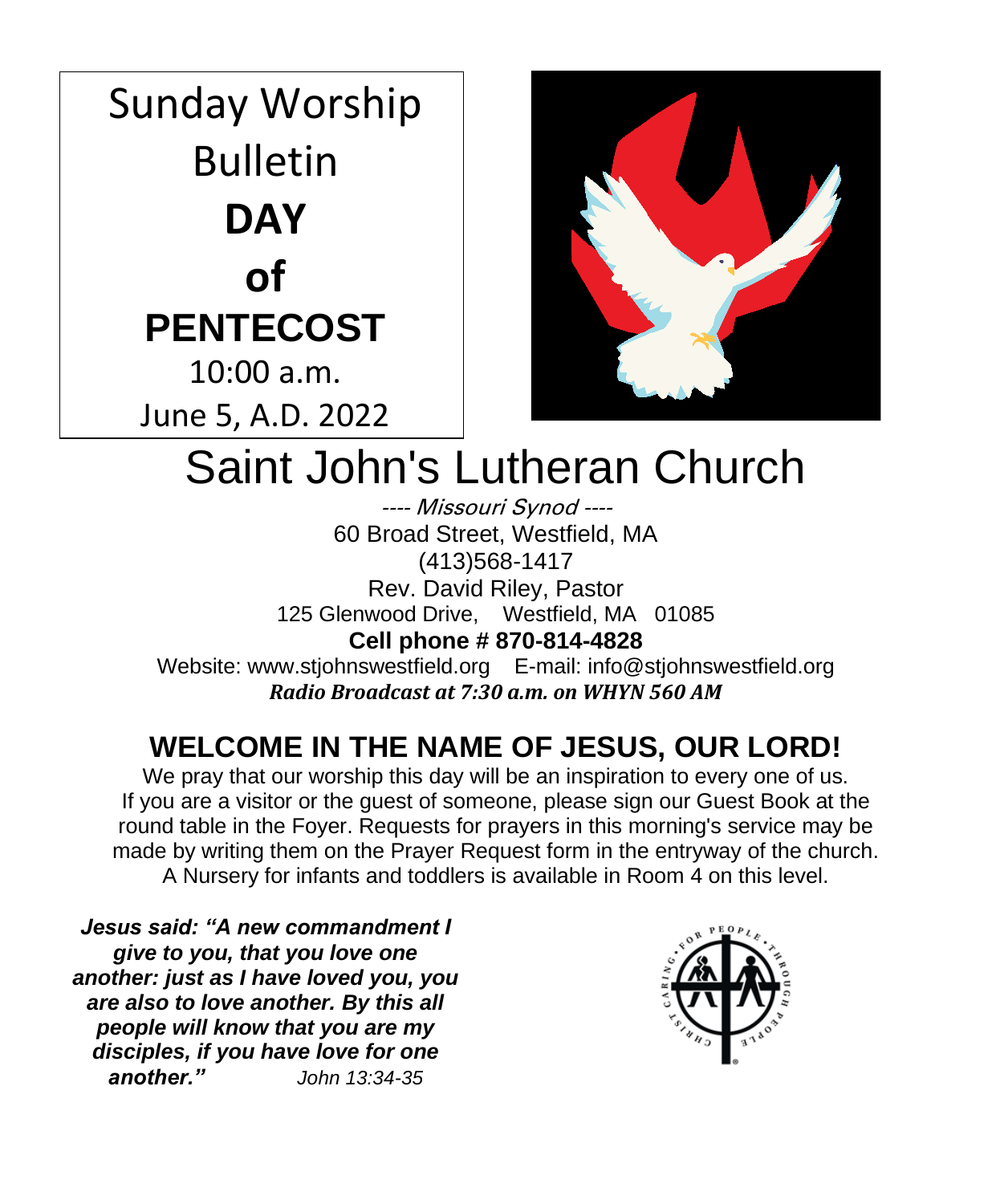# Sunday Worship Bulletin

# DAY of PENTECOST

10:00 a.m.

June 5, A.D. 2022

# Saint John's Lutheran Church

*---- Missouri Synod ----*

60 Broad Street, Westfield, MA

(413)568-1417

Rev. David Riley, Pastor

125 Glenwood Drive, Westfield, MA 01085

**Cell phone # 870-814-4828**

Website: www.stjohnswestfield.org E-mail: info@stjohnswestfield.org

***Radio Broadcast at 7:30 a.m. on WHYN 560 AM***

## WELCOME IN THE NAME OF JESUS, OUR LORD!

We pray that our worship this day will be an inspiration to every one of us. If you are a visitor or the guest of someone, please sign our Guest Book at the round table in the Foyer. Requests for prayers in this morning's service may be made by writing them on the Prayer Request form in the entryway of the church. A Nursery for infants and toddlers is available in Room 4 on this level.

***Jesus said: "A new commandment I give to you, that you love one another: just as I have loved you, you are also to love another. By this all people will know that you are my disciples, if you have love for one another."*** *John 13:34-35*

CHRIST CARING FOR PEOPLE THROUGH PEOPLE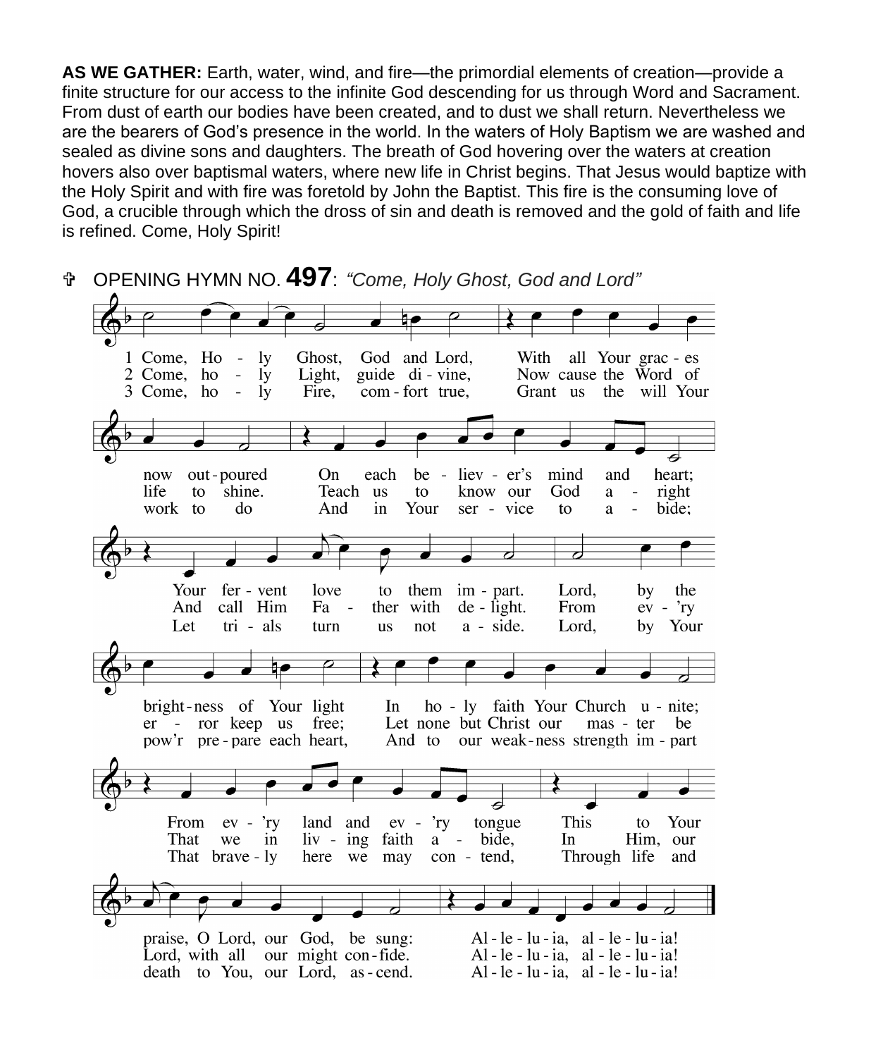**AS WE GATHER:** Earth, water, wind, and fire—the primordial elements of creation—provide a finite structure for our access to the infinite God descending for us through Word and Sacrament. From dust of earth our bodies have been created, and to dust we shall return. Nevertheless we are the bearers of God's presence in the world. In the waters of Holy Baptism we are washed and sealed as divine sons and daughters. The breath of God hovering over the waters at creation hovers also over baptismal waters, where new life in Christ begins. That Jesus would baptize with the Holy Spirit and with fire was foretold by John the Baptist. This fire is the consuming love of God, a crucible through which the dross of sin and death is removed and the gold of faith and life is refined. Come, Holy Spirit!

✞ OPENING HYMN NO. **497**: *"Come, Holy Ghost, God and Lord"*

1 Come, Holy Ghost, God and Lord,
With all Your graces now outpoured
On each believer's mind and heart;
Your fervent love to them impart.
Lord, by the brightness of Your light
In holy faith Your Church unite;
From ev'ry land and ev'ry tongue
This to Your praise, O Lord, our God, be sung:
Alleluia, alleluia!

2 Come, holy Light, guide divine,
Now cause the Word of life to shine.
Teach us to know our God aright
And call Him Father with delight.
From ev'ry error keep us free;
Let none but Christ our master be
That we in living faith abide,
In Him, our Lord, with all our might confide.
Alleluia, alleluia!

3 Come, holy Fire, comfort true,
Grant us the will Your work to do
And in Your service to abide;
Let trials turn us not aside.
Lord, by Your pow'r prepare each heart,
And to our weakness strength impart
That bravely here we may contend,
Through life and death to You, our Lord, ascend.
Alleluia, alleluia!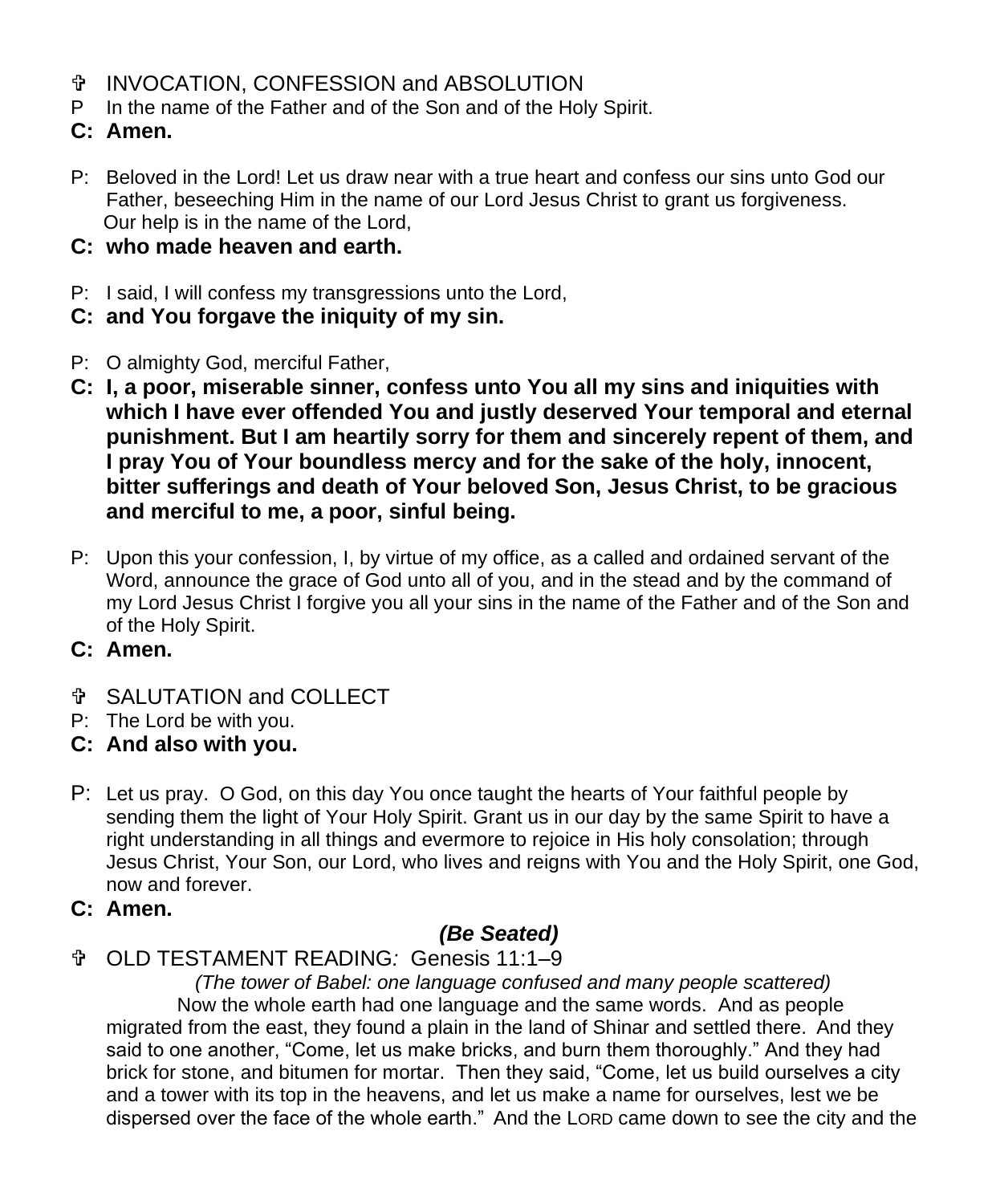✞ INVOCATION, CONFESSION and ABSOLUTION

P In the name of the Father and of the Son and of the Holy Spirit.

**C: Amen.**

P: Beloved in the Lord! Let us draw near with a true heart and confess our sins unto God our Father, beseeching Him in the name of our Lord Jesus Christ to grant us forgiveness. Our help is in the name of the Lord,

**C: who made heaven and earth.**

P: I said, I will confess my transgressions unto the Lord,

**C: and You forgave the iniquity of my sin.**

P: O almighty God, merciful Father,

**C: I, a poor, miserable sinner, confess unto You all my sins and iniquities with which I have ever offended You and justly deserved Your temporal and eternal punishment. But I am heartily sorry for them and sincerely repent of them, and I pray You of Your boundless mercy and for the sake of the holy, innocent, bitter sufferings and death of Your beloved Son, Jesus Christ, to be gracious and merciful to me, a poor, sinful being.**

P: Upon this your confession, I, by virtue of my office, as a called and ordained servant of the Word, announce the grace of God unto all of you, and in the stead and by the command of my Lord Jesus Christ I forgive you all your sins in the name of the Father and of the Son and of the Holy Spirit.

**C: Amen.**

✞ SALUTATION and COLLECT

P: The Lord be with you.

**C: And also with you.**

P: Let us pray. O God, on this day You once taught the hearts of Your faithful people by sending them the light of Your Holy Spirit. Grant us in our day by the same Spirit to have a right understanding in all things and evermore to rejoice in His holy consolation; through Jesus Christ, Your Son, our Lord, who lives and reigns with You and the Holy Spirit, one God, now and forever.

**C: Amen.**

***(Be Seated)***

✞ OLD TESTAMENT READING*:* Genesis 11:1–9

*(The tower of Babel: one language confused and many people scattered)*

Now the whole earth had one language and the same words. And as people migrated from the east, they found a plain in the land of Shinar and settled there. And they said to one another, “Come, let us make bricks, and burn them thoroughly.” And they had brick for stone, and bitumen for mortar. Then they said, “Come, let us build ourselves a city and a tower with its top in the heavens, and let us make a name for ourselves, lest we be dispersed over the face of the whole earth.” And the LORD came down to see the city and the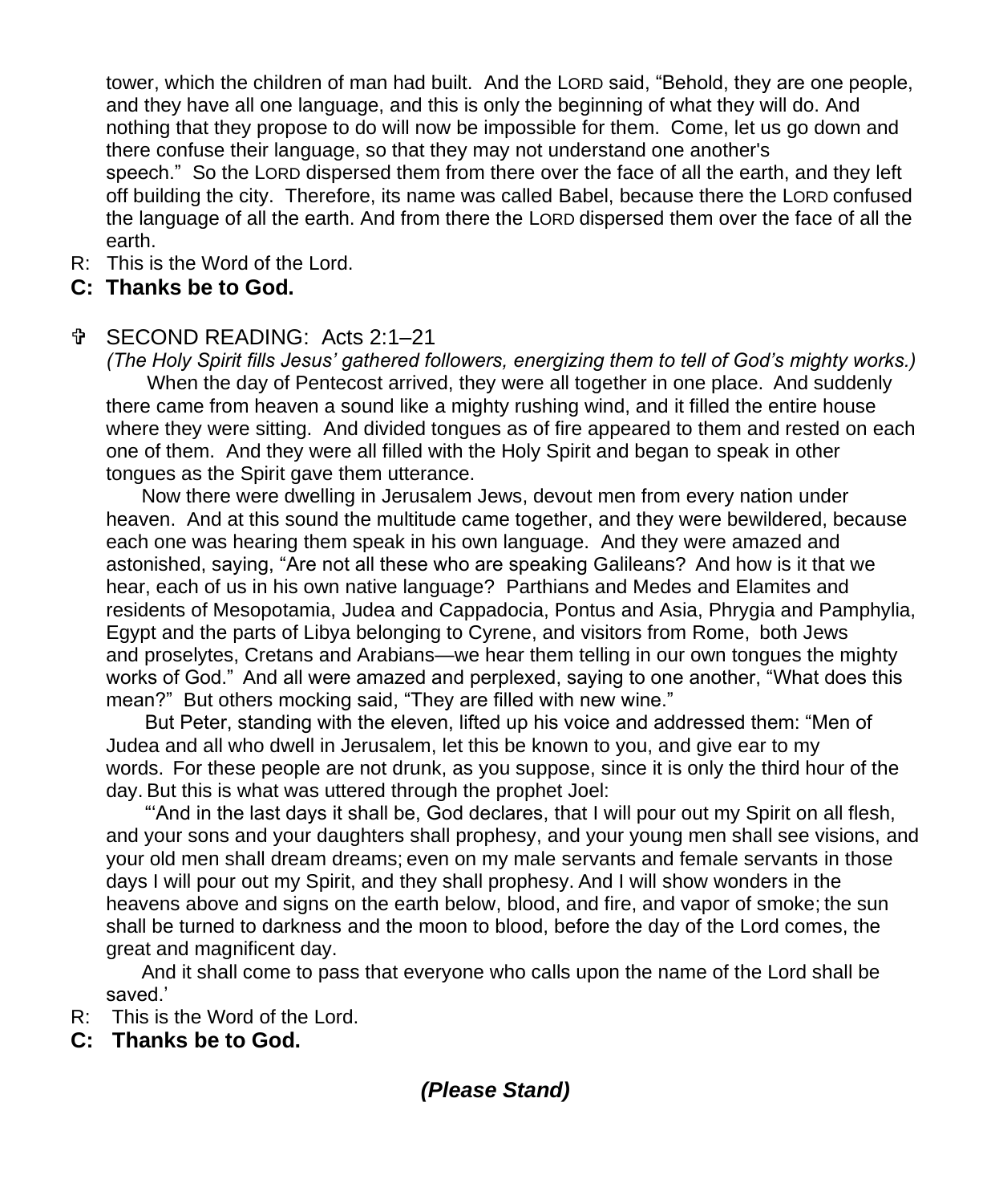tower, which the children of man had built.  And the LORD said, “Behold, they are one people, and they have all one language, and this is only the beginning of what they will do. And nothing that they propose to do will now be impossible for them.  Come, let us go down and there confuse their language, so that they may not understand one another's speech.”  So the LORD dispersed them from there over the face of all the earth, and they left off building the city.  Therefore, its name was called Babel, because there the LORD confused the language of all the earth. And from there the LORD dispersed them over the face of all the earth.

R: This is the Word of the Lord.

**C: Thanks be to God.**

✞ SECOND READING: Acts 2:1–21

*(The Holy Spirit fills Jesus’ gathered followers, energizing them to tell of God’s mighty works.)*

When the day of Pentecost arrived, they were all together in one place.  And suddenly there came from heaven a sound like a mighty rushing wind, and it filled the entire house where they were sitting.  And divided tongues as of fire appeared to them and rested on each one of them.  And they were all filled with the Holy Spirit and began to speak in other tongues as the Spirit gave them utterance.

Now there were dwelling in Jerusalem Jews, devout men from every nation under heaven.  And at this sound the multitude came together, and they were bewildered, because each one was hearing them speak in his own language.  And they were amazed and astonished, saying, “Are not all these who are speaking Galileans?  And how is it that we hear, each of us in his own native language?  Parthians and Medes and Elamites and residents of Mesopotamia, Judea and Cappadocia, Pontus and Asia, Phrygia and Pamphylia, Egypt and the parts of Libya belonging to Cyrene, and visitors from Rome,  both Jews and proselytes, Cretans and Arabians—we hear them telling in our own tongues the mighty works of God.”  And all were amazed and perplexed, saying to one another, “What does this mean?”  But others mocking said, “They are filled with new wine.”

But Peter, standing with the eleven, lifted up his voice and addressed them: “Men of Judea and all who dwell in Jerusalem, let this be known to you, and give ear to my words.  For these people are not drunk, as you suppose, since it is only the third hour of the day. But this is what was uttered through the prophet Joel:

“‘And in the last days it shall be, God declares, that I will pour out my Spirit on all flesh, and your sons and your daughters shall prophesy, and your young men shall see visions, and your old men shall dream dreams; even on my male servants and female servants in those days I will pour out my Spirit, and they shall prophesy. And I will show wonders in the heavens above and signs on the earth below, blood, and fire, and vapor of smoke; the sun shall be turned to darkness and the moon to blood, before the day of the Lord comes, the great and magnificent day.

And it shall come to pass that everyone who calls upon the name of the Lord shall be saved.’

R: This is the Word of the Lord.

**C: Thanks be to God.**

***(Please Stand)***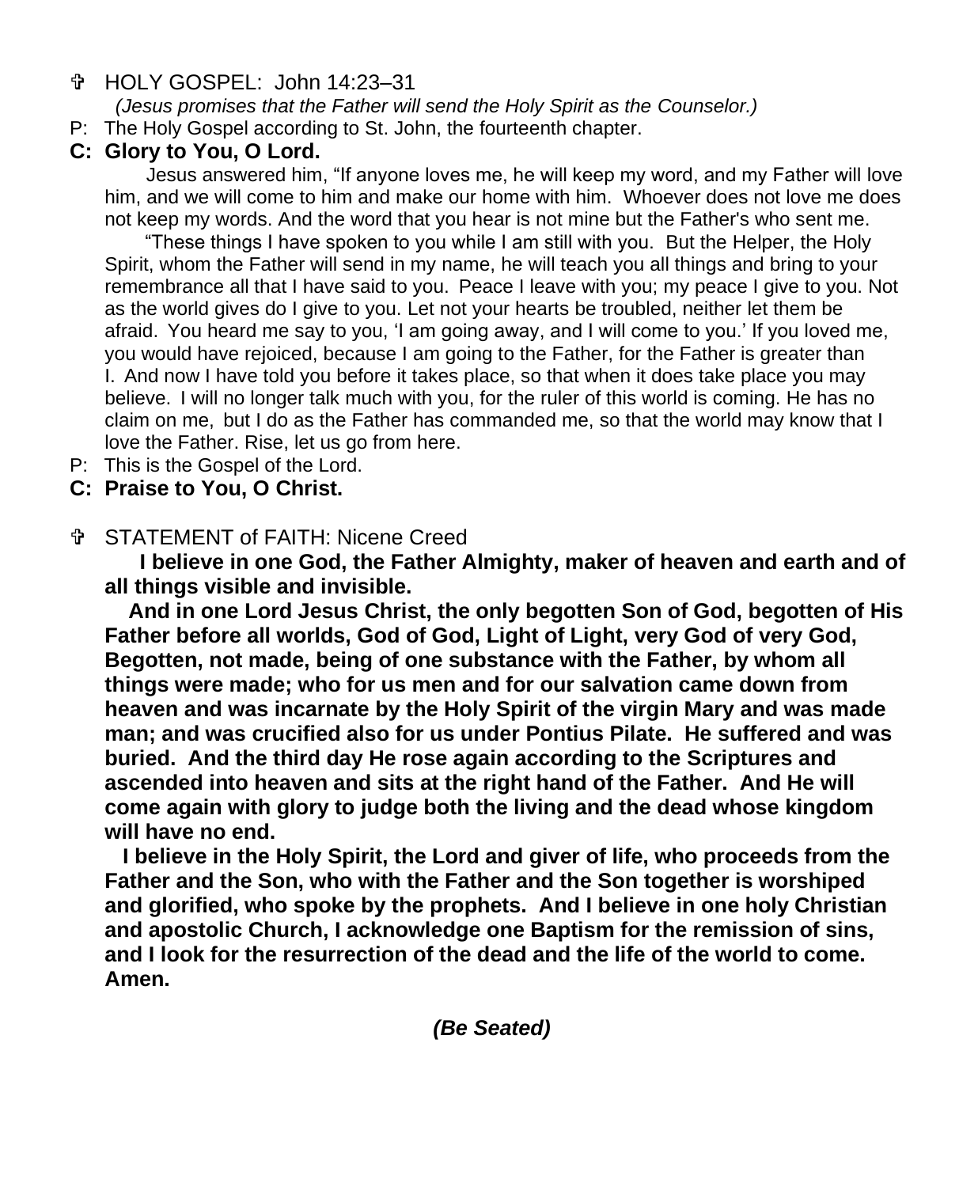✞ HOLY GOSPEL: John 14:23–31

*(Jesus promises that the Father will send the Holy Spirit as the Counselor.)*

P: The Holy Gospel according to St. John, the fourteenth chapter.

**C: Glory to You, O Lord.**

Jesus answered him, "If anyone loves me, he will keep my word, and my Father will love him, and we will come to him and make our home with him. Whoever does not love me does not keep my words. And the word that you hear is not mine but the Father's who sent me.

"These things I have spoken to you while I am still with you. But the Helper, the Holy Spirit, whom the Father will send in my name, he will teach you all things and bring to your remembrance all that I have said to you. Peace I leave with you; my peace I give to you. Not as the world gives do I give to you. Let not your hearts be troubled, neither let them be afraid. You heard me say to you, 'I am going away, and I will come to you.' If you loved me, you would have rejoiced, because I am going to the Father, for the Father is greater than I. And now I have told you before it takes place, so that when it does take place you may believe. I will no longer talk much with you, for the ruler of this world is coming. He has no claim on me, but I do as the Father has commanded me, so that the world may know that I love the Father. Rise, let us go from here.

P: This is the Gospel of the Lord.

**C: Praise to You, O Christ.**

✞ STATEMENT of FAITH: Nicene Creed

**I believe in one God, the Father Almighty, maker of heaven and earth and of all things visible and invisible.**

**And in one Lord Jesus Christ, the only begotten Son of God, begotten of His Father before all worlds, God of God, Light of Light, very God of very God, Begotten, not made, being of one substance with the Father, by whom all things were made; who for us men and for our salvation came down from heaven and was incarnate by the Holy Spirit of the virgin Mary and was made man; and was crucified also for us under Pontius Pilate. He suffered and was buried. And the third day He rose again according to the Scriptures and ascended into heaven and sits at the right hand of the Father. And He will come again with glory to judge both the living and the dead whose kingdom will have no end.**

**I believe in the Holy Spirit, the Lord and giver of life, who proceeds from the Father and the Son, who with the Father and the Son together is worshiped and glorified, who spoke by the prophets. And I believe in one holy Christian and apostolic Church, I acknowledge one Baptism for the remission of sins, and I look for the resurrection of the dead and the life of the world to come. Amen.**

***(Be Seated)***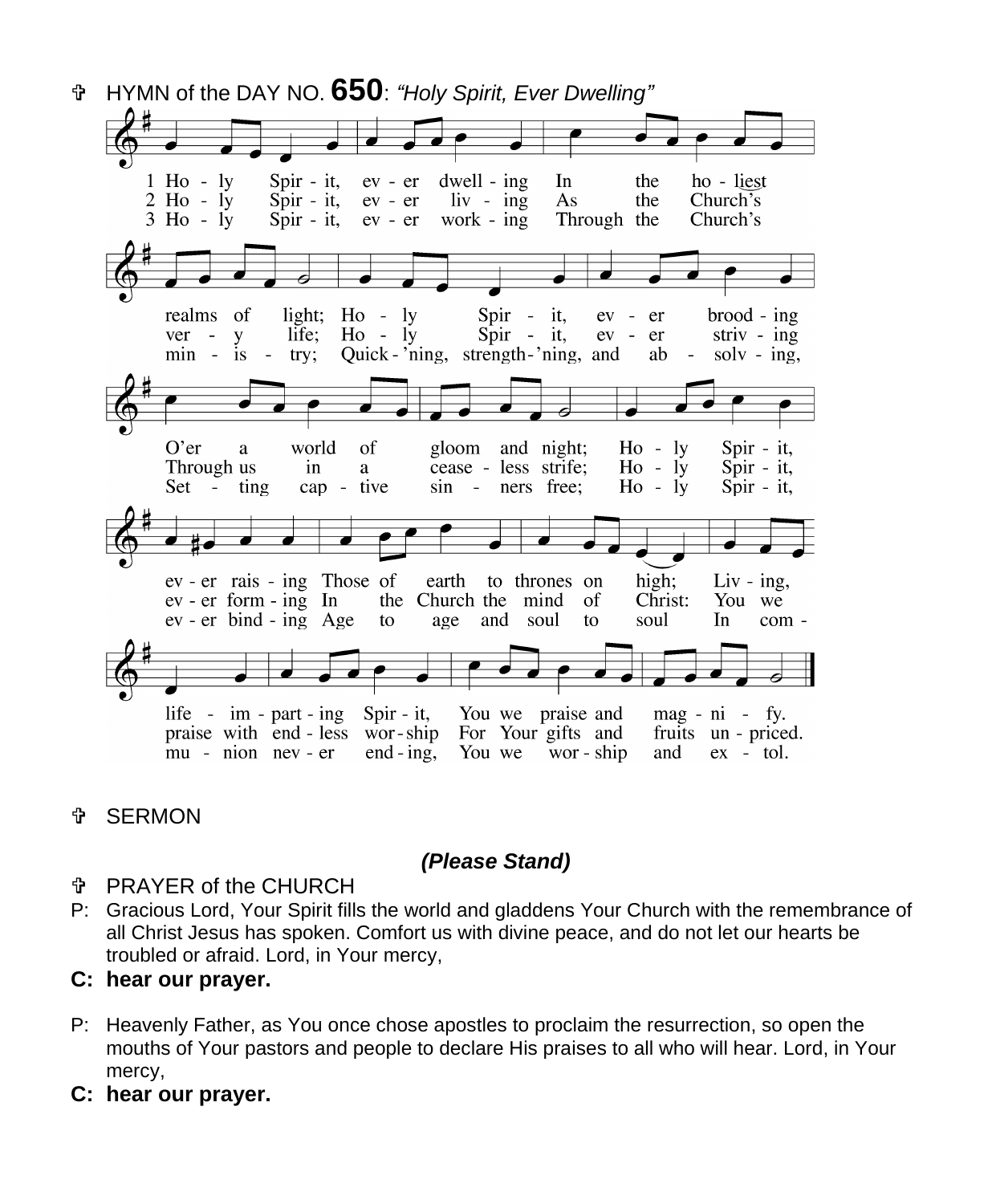✞ HYMN of the DAY NO. **650**: *"Holy Spirit, Ever Dwelling"*

1 Holy Spirit, ever dwelling
In the holiest realms of light;
Holy Spirit, ever brooding
O'er a world of gloom and night;
Holy Spirit, ever raising
Those of earth to thrones on high;
Living, life-imparting Spirit,
You we praise and magnify.

2 Holy Spirit, ever living
As the Church's very life;
Holy Spirit, ever striving
Through us in a ceaseless strife;
Holy Spirit, ever forming
In the Church the mind of Christ:
You we praise with endless worship
For Your gifts and fruits unpriced.

3 Holy Spirit, ever working
Through the Church's ministry;
Quick'ning, strength'ning, and absolving,
Setting captive sinners free;
Holy Spirit, ever binding
Age to age and soul to soul
In communion never ending,
You we worship and extol.

✞ SERMON

***(Please Stand)***

✞ PRAYER of the CHURCH

P: Gracious Lord, Your Spirit fills the world and gladdens Your Church with the remembrance of all Christ Jesus has spoken. Comfort us with divine peace, and do not let our hearts be troubled or afraid. Lord, in Your mercy,

**C: hear our prayer.**

P: Heavenly Father, as You once chose apostles to proclaim the resurrection, so open the mouths of Your pastors and people to declare His praises to all who will hear. Lord, in Your mercy,

**C: hear our prayer.**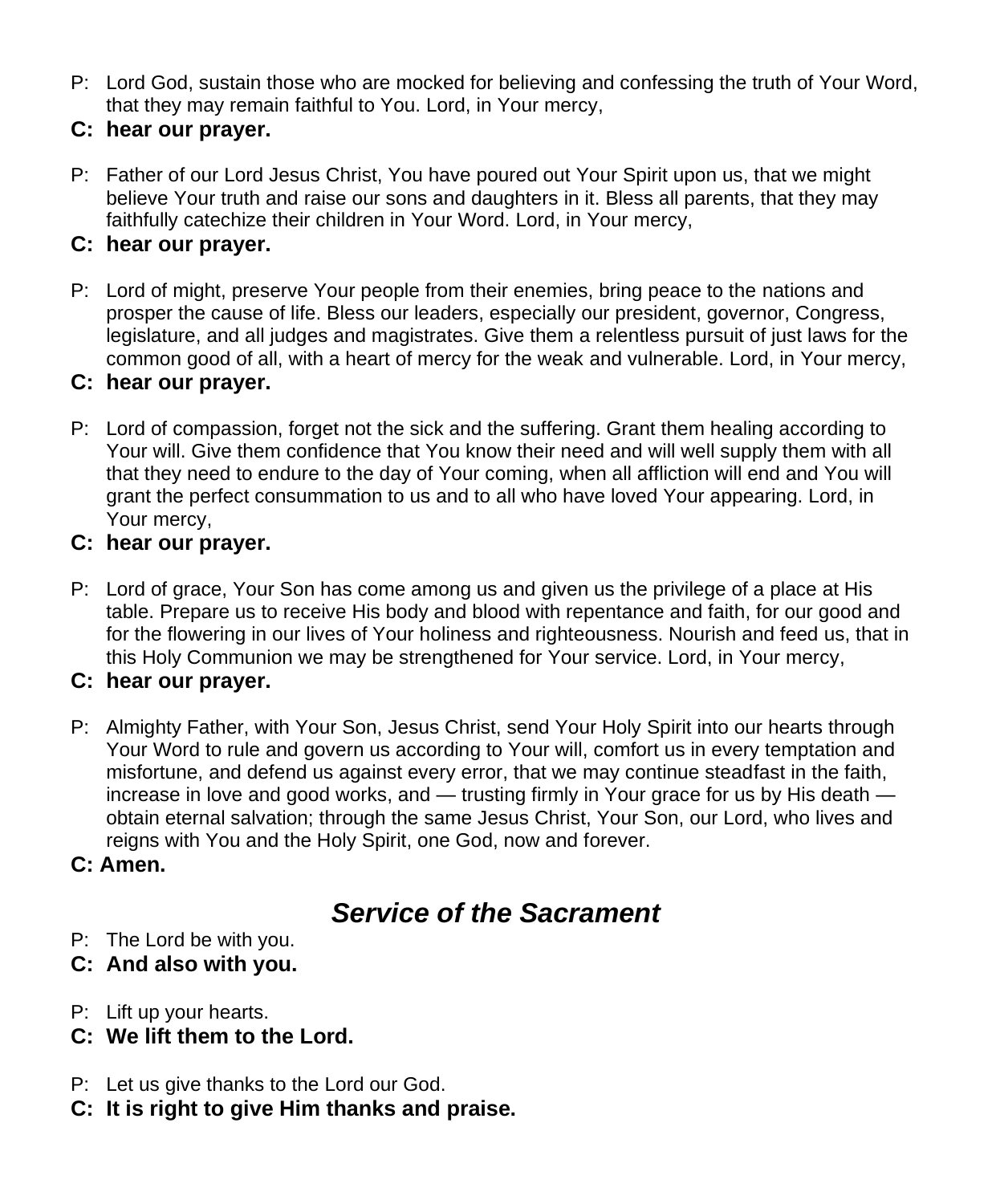P: Lord God, sustain those who are mocked for believing and confessing the truth of Your Word, that they may remain faithful to You. Lord, in Your mercy,

**C: hear our prayer.**

P: Father of our Lord Jesus Christ, You have poured out Your Spirit upon us, that we might believe Your truth and raise our sons and daughters in it. Bless all parents, that they may faithfully catechize their children in Your Word. Lord, in Your mercy,

**C: hear our prayer.**

P: Lord of might, preserve Your people from their enemies, bring peace to the nations and prosper the cause of life. Bless our leaders, especially our president, governor, Congress, legislature, and all judges and magistrates. Give them a relentless pursuit of just laws for the common good of all, with a heart of mercy for the weak and vulnerable. Lord, in Your mercy,

**C: hear our prayer.**

P: Lord of compassion, forget not the sick and the suffering. Grant them healing according to Your will. Give them confidence that You know their need and will well supply them with all that they need to endure to the day of Your coming, when all affliction will end and You will grant the perfect consummation to us and to all who have loved Your appearing. Lord, in Your mercy,

**C: hear our prayer.**

P: Lord of grace, Your Son has come among us and given us the privilege of a place at His table. Prepare us to receive His body and blood with repentance and faith, for our good and for the flowering in our lives of Your holiness and righteousness. Nourish and feed us, that in this Holy Communion we may be strengthened for Your service. Lord, in Your mercy,

**C: hear our prayer.**

P: Almighty Father, with Your Son, Jesus Christ, send Your Holy Spirit into our hearts through Your Word to rule and govern us according to Your will, comfort us in every temptation and misfortune, and defend us against every error, that we may continue steadfast in the faith, increase in love and good works, and — trusting firmly in Your grace for us by His death — obtain eternal salvation; through the same Jesus Christ, Your Son, our Lord, who lives and reigns with You and the Holy Spirit, one God, now and forever.

**C: Amen.**

## *Service of the Sacrament*

P: The Lord be with you.

**C: And also with you.**

P: Lift up your hearts.

**C: We lift them to the Lord.**

P: Let us give thanks to the Lord our God.

**C: It is right to give Him thanks and praise.**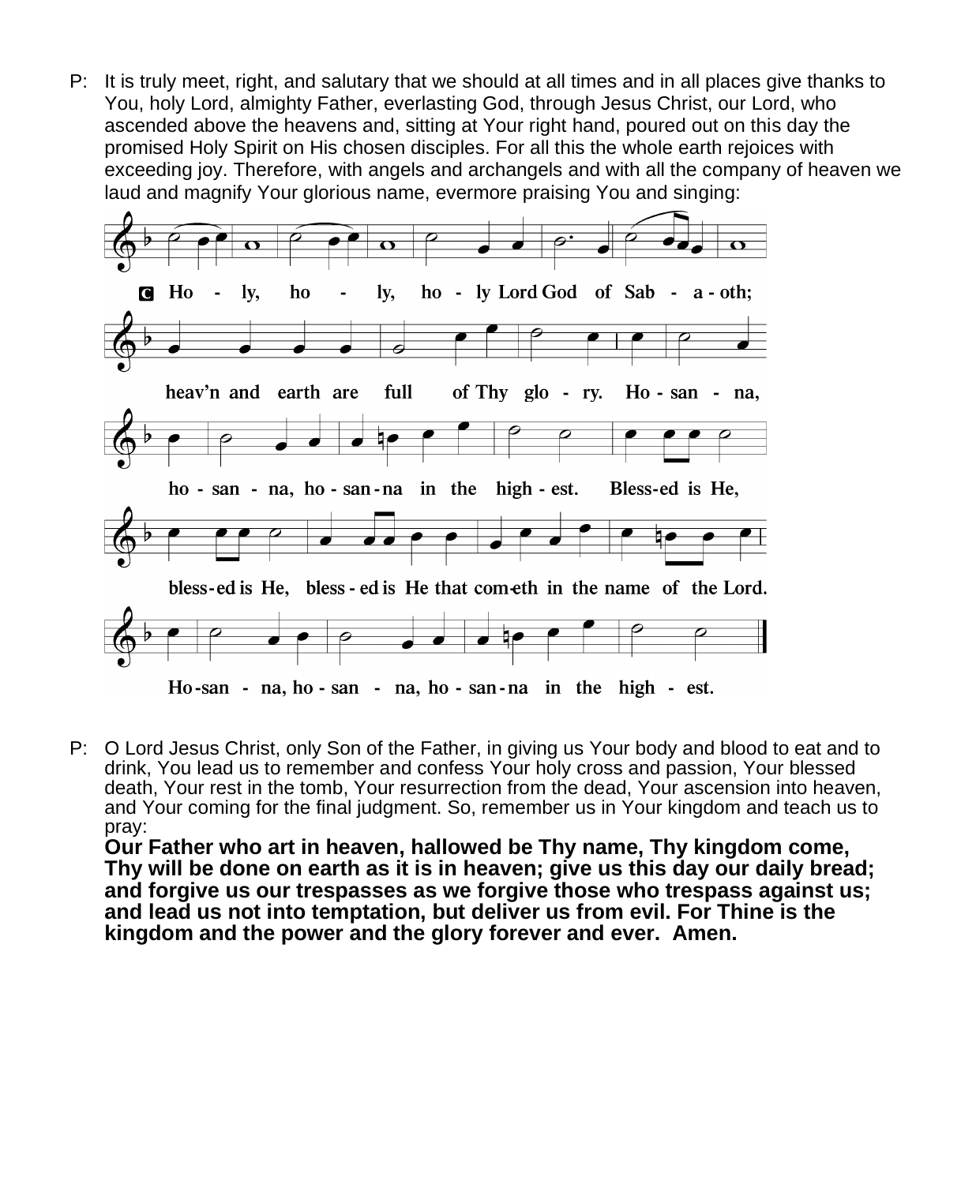P: It is truly meet, right, and salutary that we should at all times and in all places give thanks to You, holy Lord, almighty Father, everlasting God, through Jesus Christ, our Lord, who ascended above the heavens and, sitting at Your right hand, poured out on this day the promised Holy Spirit on His chosen disciples. For all this the whole earth rejoices with exceeding joy. Therefore, with angels and archangels and with all the company of heaven we laud and magnify Your glorious name, evermore praising You and singing:

**C** Ho - ly, ho - ly, ho - ly Lord God of Sab - a - oth;

heav'n and earth are full of Thy glo - ry. Ho - san - na,

ho - san - na, ho - san - na in the high - est. Bless-ed is He,

bless - ed is He, bless - ed is He that com-eth in the name of the Lord.

Ho - san - na, ho - san - na, ho - san - na in the high - est.

P: O Lord Jesus Christ, only Son of the Father, in giving us Your body and blood to eat and to drink, You lead us to remember and confess Your holy cross and passion, Your blessed death, Your rest in the tomb, Your resurrection from the dead, Your ascension into heaven, and Your coming for the final judgment. So, remember us in Your kingdom and teach us to pray:

**Our Father who art in heaven, hallowed be Thy name, Thy kingdom come, Thy will be done on earth as it is in heaven; give us this day our daily bread; and forgive us our trespasses as we forgive those who trespass against us; and lead us not into temptation, but deliver us from evil. For Thine is the kingdom and the power and the glory forever and ever. Amen.**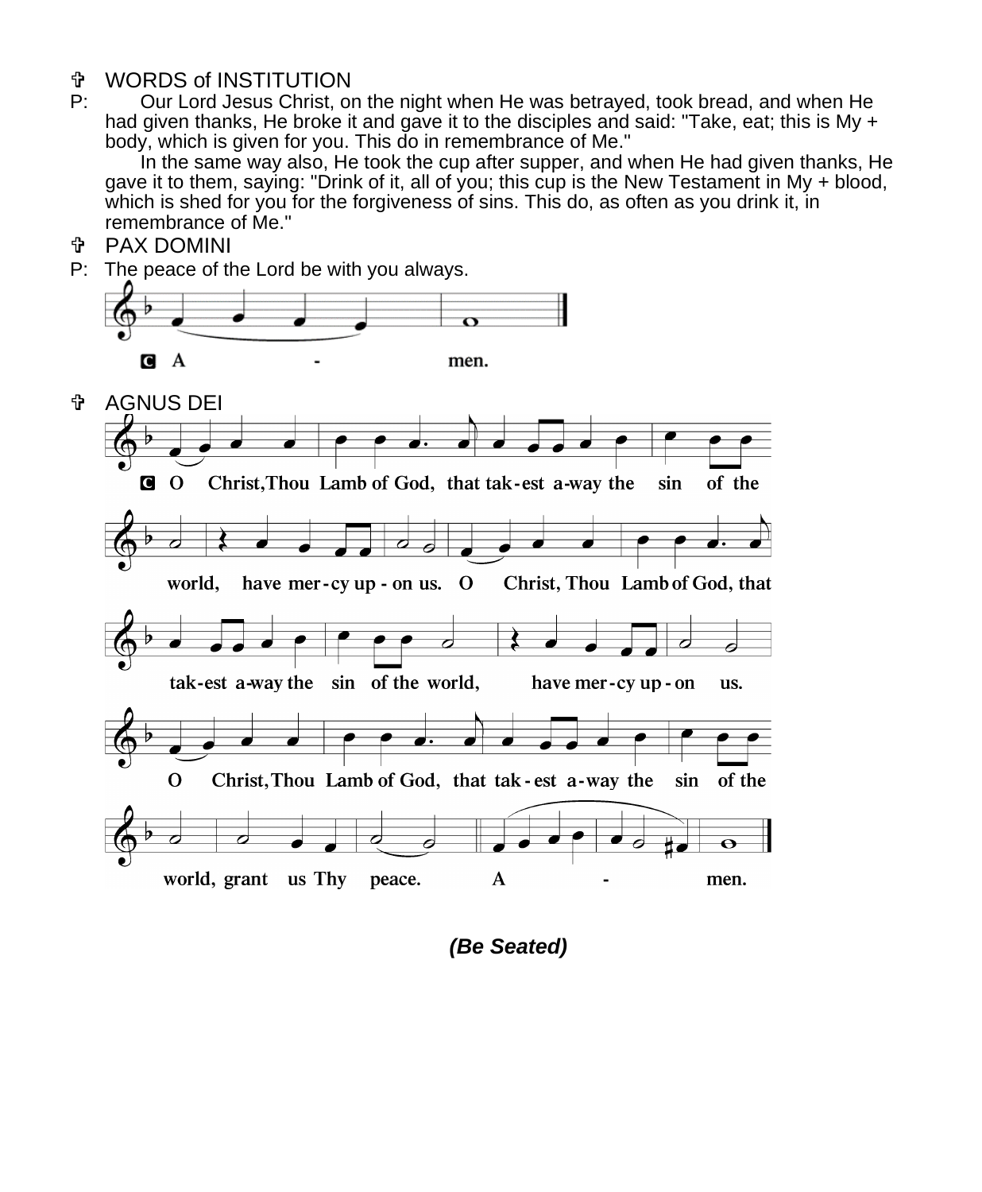✞ WORDS of INSTITUTION

P: Our Lord Jesus Christ, on the night when He was betrayed, took bread, and when He had given thanks, He broke it and gave it to the disciples and said: "Take, eat; this is My + body, which is given for you. This do in remembrance of Me."

In the same way also, He took the cup after supper, and when He had given thanks, He gave it to them, saying: "Drink of it, all of you; this cup is the New Testament in My + blood, which is shed for you for the forgiveness of sins. This do, as often as you drink it, in remembrance of Me."

✞ PAX DOMINI

P: The peace of the Lord be with you always.

C: A - men.

✞ AGNUS DEI

C: O Christ, Thou Lamb of God, that tak-est a-way the sin of the world, have mer-cy up-on us. O Christ, Thou Lamb of God, that tak-est a-way the sin of the world, have mer-cy up-on us. O Christ, Thou Lamb of God, that tak-est a-way the sin of the world, grant us Thy peace. A - men.

***(Be Seated)***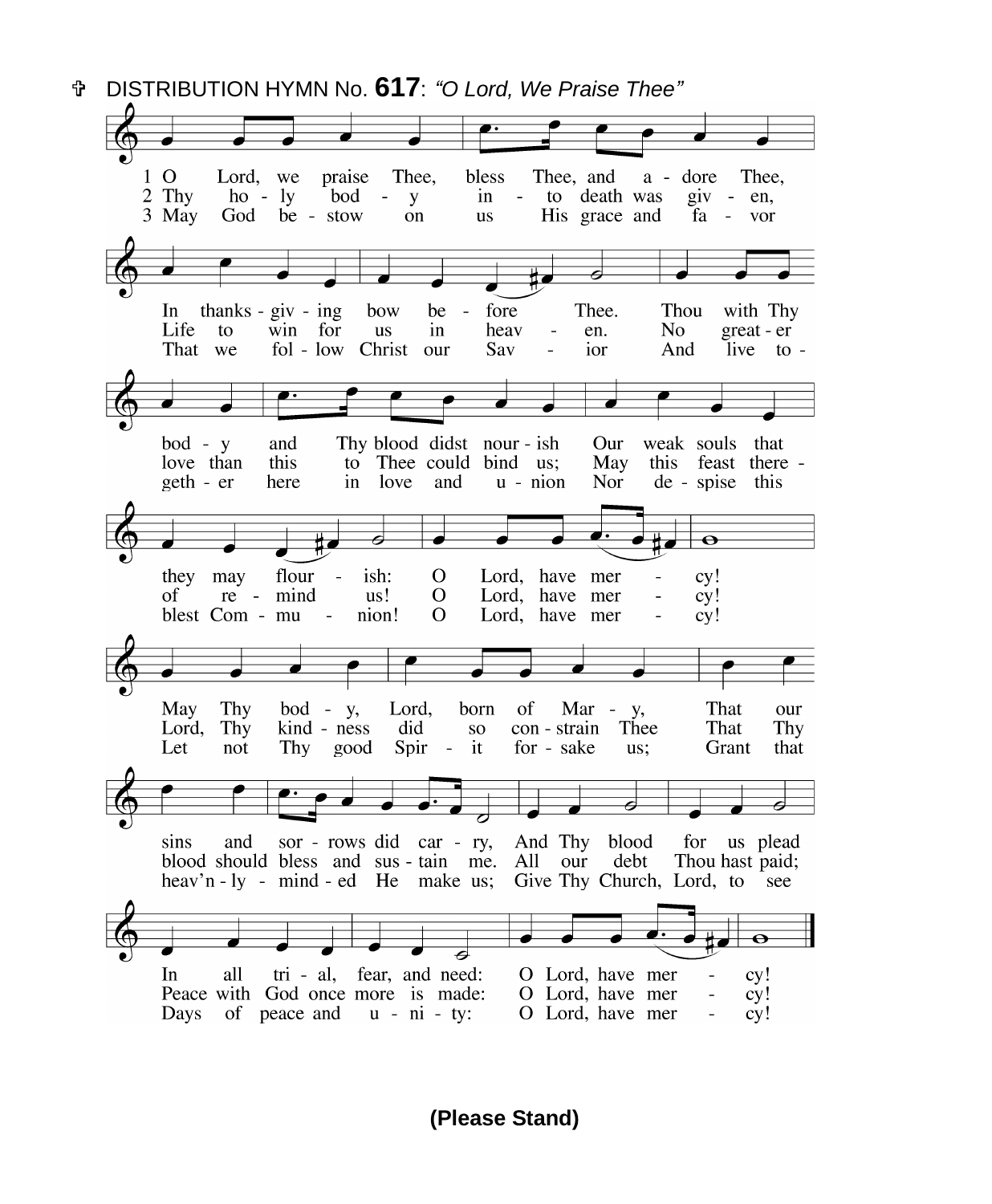✞ DISTRIBUTION HYMN No. **617**: *"O Lord, We Praise Thee"*

1 O Lord, we praise Thee, bless Thee, and adore Thee,
In thanksgiving bow before Thee.
Thou with Thy body and Thy blood didst nourish
Our weak souls that they may flourish:
O Lord, have mercy!
May Thy body, Lord, born of Mary,
That our sins and sorrows did carry,
And Thy blood for us plead
In all trial, fear, and need:
O Lord, have mercy!

2 Thy holy body into death was given,
Life to win for us in heaven.
No greater love than this to Thee could bind us;
May this feast thereof remind us!
O Lord, have mercy!
Lord, Thy kindness did so constrain Thee
That Thy blood should bless and sustain me.
All our debt Thou hast paid;
Peace with God once more is made:
O Lord, have mercy!

3 May God bestow on us His grace and favor
That we follow Christ our Savior
And live together here in love and union
Nor despise this blest Communion!
O Lord, have mercy!
Let not Thy good Spirit forsake us;
Grant that heav'nly-minded He make us;
Give Thy Church, Lord, to see
Days of peace and unity:
O Lord, have mercy!

**(Please Stand)**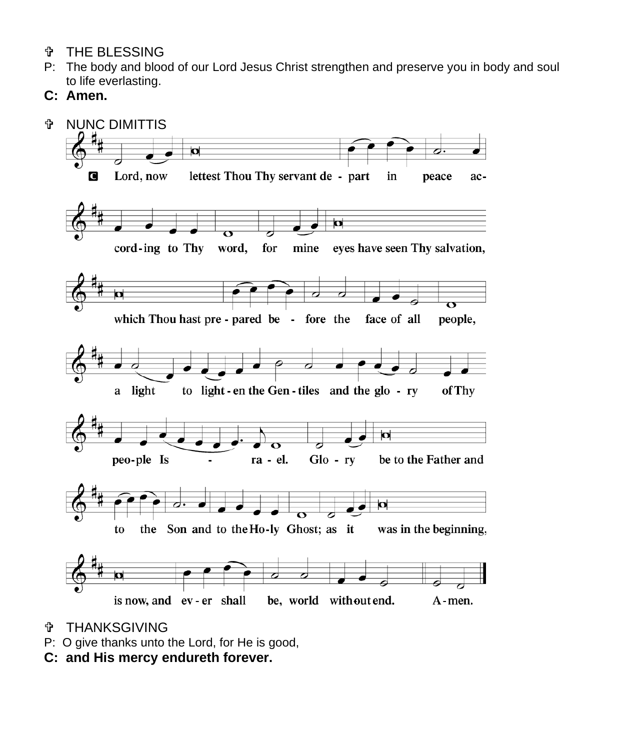✞ THE BLESSING

P: The body and blood of our Lord Jesus Christ strengthen and preserve you in body and soul to life everlasting.

**C: Amen.**

✞ NUNC DIMITTIS

**C** Lord, now lettest Thou Thy servant de - part in peace ac- cord - ing to Thy word, for mine eyes have seen Thy salvation, which Thou hast pre - pared be - fore the face of all people, a light to light - en the Gen - tiles and the glo - ry of Thy peo - ple Is - ra - el. Glo - ry be to the Father and to the Son and to the Ho - ly Ghost; as it was in the beginning, is now, and ev - er shall be, world without end. A - men.

✞ THANKSGIVING

P: O give thanks unto the Lord, for He is good,

**C: and His mercy endureth forever.**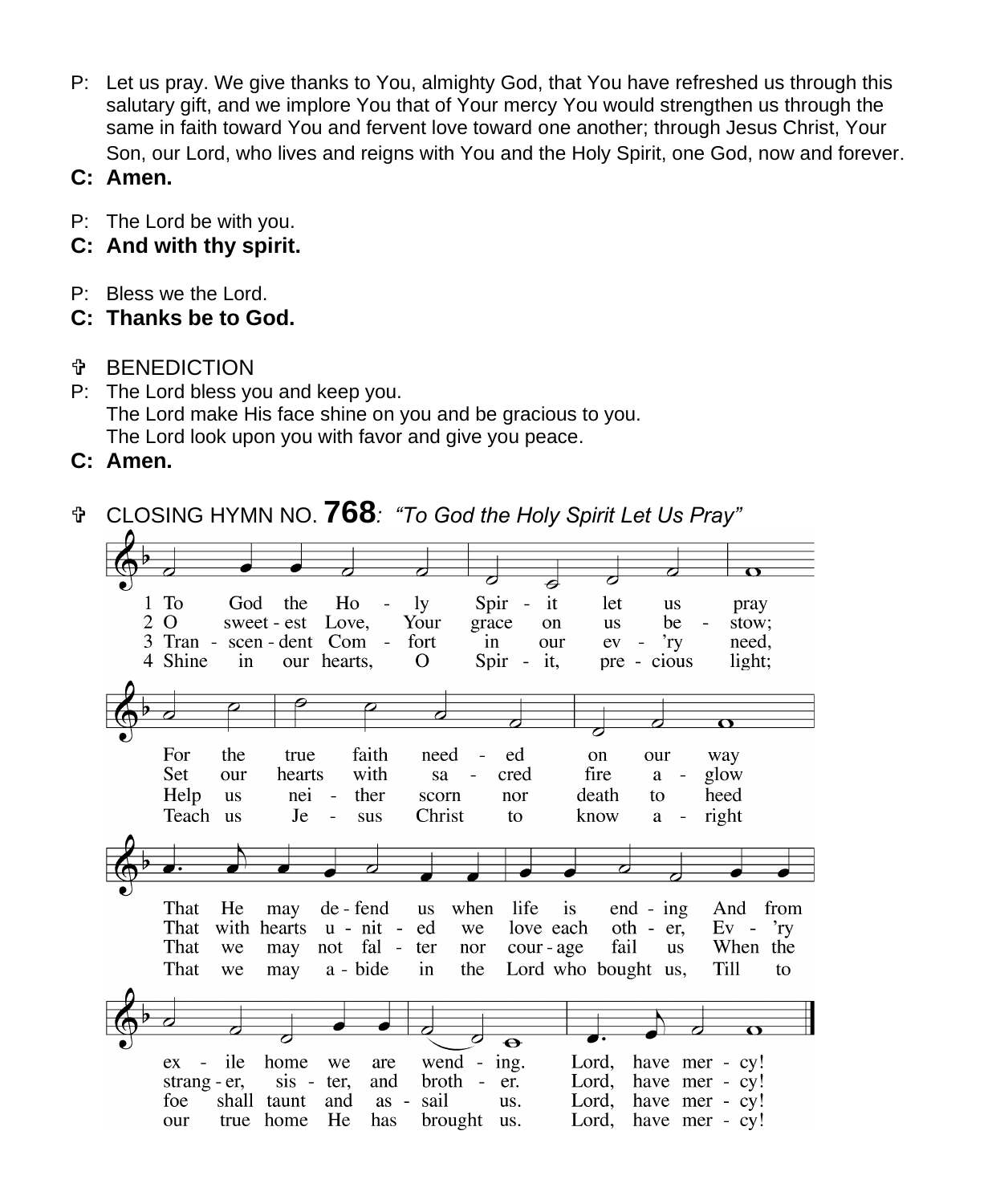P: Let us pray. We give thanks to You, almighty God, that You have refreshed us through this salutary gift, and we implore You that of Your mercy You would strengthen us through the same in faith toward You and fervent love toward one another; through Jesus Christ, Your Son, our Lord, who lives and reigns with You and the Holy Spirit, one God, now and forever.

**C: Amen.**

P: The Lord be with you.

**C: And with thy spirit.**

P: Bless we the Lord.

**C: Thanks be to God.**

✞ BENEDICTION

P: The Lord bless you and keep you.
The Lord make His face shine on you and be gracious to you.
The Lord look upon you with favor and give you peace.

**C: Amen.**

✞ CLOSING HYMN NO. **768**: *"To God the Holy Spirit Let Us Pray"*

1 To God the Holy Spirit let us pray
For the true faith needed on our way
That He may defend us when life is ending
And from exile home we are wending.
Lord, have mercy!

2 O sweetest Love, Your grace on us bestow;
Set our hearts with sacred fire aglow
That with hearts united we love each other,
Ev'ry stranger, sister, and brother.
Lord, have mercy!

3 Transcendent Comfort in our ev'ry need,
Help us neither scorn nor death to heed
That we may not falter nor courage fail us
When the foe shall taunt and assail us.
Lord, have mercy!

4 Shine in our hearts, O Spirit, precious light;
Teach us Jesus Christ to know aright
That we may abide in the Lord who bought us,
Till to our true home He has brought us.
Lord, have mercy!